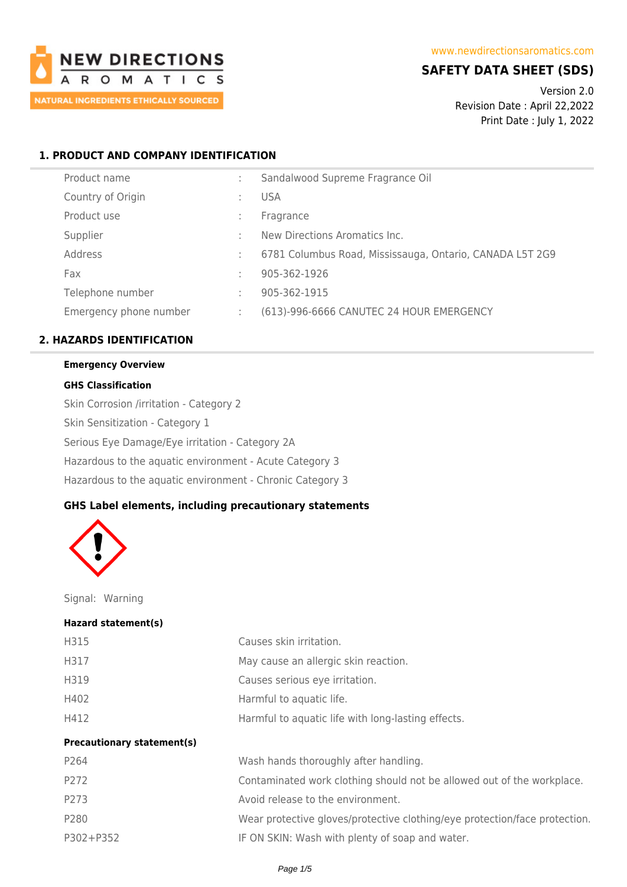NEW DIRECTIONS AROMATICS
NATURAL INGREDIENTS ETHICALLY SOURCED

www.newdirectionsaromatics.com

# SAFETY DATA SHEET (SDS)

Version 2.0
Revision Date : April 22,2022
Print Date : July 1, 2022

## 1. PRODUCT AND COMPANY IDENTIFICATION

| | | |
|---|---|---|
| Product name | : | Sandalwood Supreme Fragrance Oil |
| Country of Origin | : | USA |
| Product use | : | Fragrance |
| Supplier | : | New Directions Aromatics Inc. |
| Address | : | 6781 Columbus Road, Mississauga, Ontario, CANADA L5T 2G9 |
| Fax | : | 905-362-1926 |
| Telephone number | : | 905-362-1915 |
| Emergency phone number | : | (613)-996-6666 CANUTEC 24 HOUR EMERGENCY |

## 2. HAZARDS IDENTIFICATION

**Emergency Overview**

**GHS Classification**

Skin Corrosion /irritation - Category 2

Skin Sensitization - Category 1

Serious Eye Damage/Eye irritation - Category 2A

Hazardous to the aquatic environment - Acute Category 3

Hazardous to the aquatic environment - Chronic Category 3

### GHS Label elements, including precautionary statements

Signal: Warning

**Hazard statement(s)**

| | |
|---|---|
| H315 | Causes skin irritation. |
| H317 | May cause an allergic skin reaction. |
| H319 | Causes serious eye irritation. |
| H402 | Harmful to aquatic life. |
| H412 | Harmful to aquatic life with long-lasting effects. |

**Precautionary statement(s)**

| | |
|---|---|
| P264 | Wash hands thoroughly after handling. |
| P272 | Contaminated work clothing should not be allowed out of the workplace. |
| P273 | Avoid release to the environment. |
| P280 | Wear protective gloves/protective clothing/eye protection/face protection. |
| P302+P352 | IF ON SKIN: Wash with plenty of soap and water. |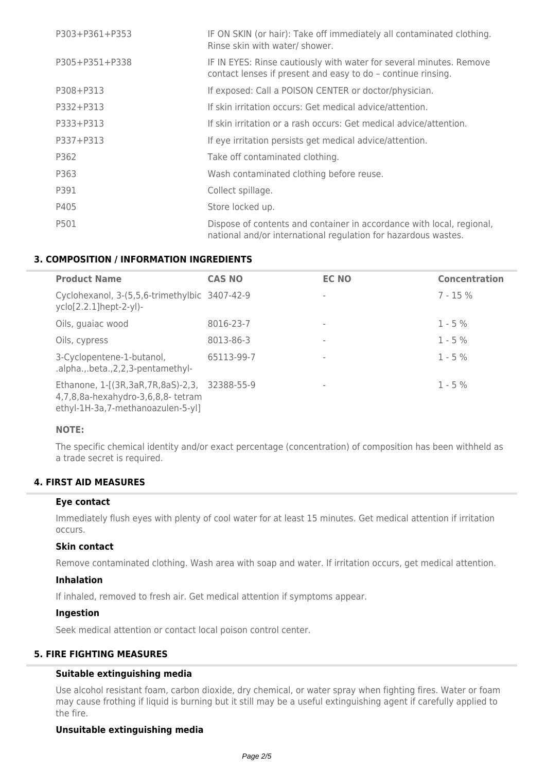| | |
|---|---|
| P303+P361+P353 | IF ON SKIN (or hair): Take off immediately all contaminated clothing. Rinse skin with water/ shower. |
| P305+P351+P338 | IF IN EYES: Rinse cautiously with water for several minutes. Remove contact lenses if present and easy to do – continue rinsing. |
| P308+P313 | If exposed: Call a POISON CENTER or doctor/physician. |
| P332+P313 | If skin irritation occurs: Get medical advice/attention. |
| P333+P313 | If skin irritation or a rash occurs: Get medical advice/attention. |
| P337+P313 | If eye irritation persists get medical advice/attention. |
| P362 | Take off contaminated clothing. |
| P363 | Wash contaminated clothing before reuse. |
| P391 | Collect spillage. |
| P405 | Store locked up. |
| P501 | Dispose of contents and container in accordance with local, regional, national and/or international regulation for hazardous wastes. |

## 3. COMPOSITION / INFORMATION INGREDIENTS

| Product Name | CAS NO | EC NO | Concentration |
|---|---|---|---|
| Cyclohexanol, 3-(5,5,6-trimethylbicyclo[2.2.1]hept-2-yl)- | 3407-42-9 | - | 7 - 15 % |
| Oils, guaiac wood | 8016-23-7 | - | 1 - 5 % |
| Oils, cypress | 8013-86-3 | - | 1 - 5 % |
| 3-Cyclopentene-1-butanol, .alpha.,.beta.,2,2,3-pentamethyl- | 65113-99-7 | - | 1 - 5 % |
| Ethanone, 1-[(3R,3aR,7R,8aS)-2,3,4,7,8,8a-hexahydro-3,6,8,8- tetramethyl-1H-3a,7-methanoazulen-5-yl] | 32388-55-9 | - | 1 - 5 % |

**NOTE:**

The specific chemical identity and/or exact percentage (concentration) of composition has been withheld as a trade secret is required.

## 4. FIRST AID MEASURES

### Eye contact

Immediately flush eyes with plenty of cool water for at least 15 minutes. Get medical attention if irritation occurs.

### Skin contact

Remove contaminated clothing. Wash area with soap and water. If irritation occurs, get medical attention.

### Inhalation

If inhaled, removed to fresh air. Get medical attention if symptoms appear.

### Ingestion

Seek medical attention or contact local poison control center.

## 5. FIRE FIGHTING MEASURES

### Suitable extinguishing media

Use alcohol resistant foam, carbon dioxide, dry chemical, or water spray when fighting fires. Water or foam may cause frothing if liquid is burning but it still may be a useful extinguishing agent if carefully applied to the fire.

### Unsuitable extinguishing media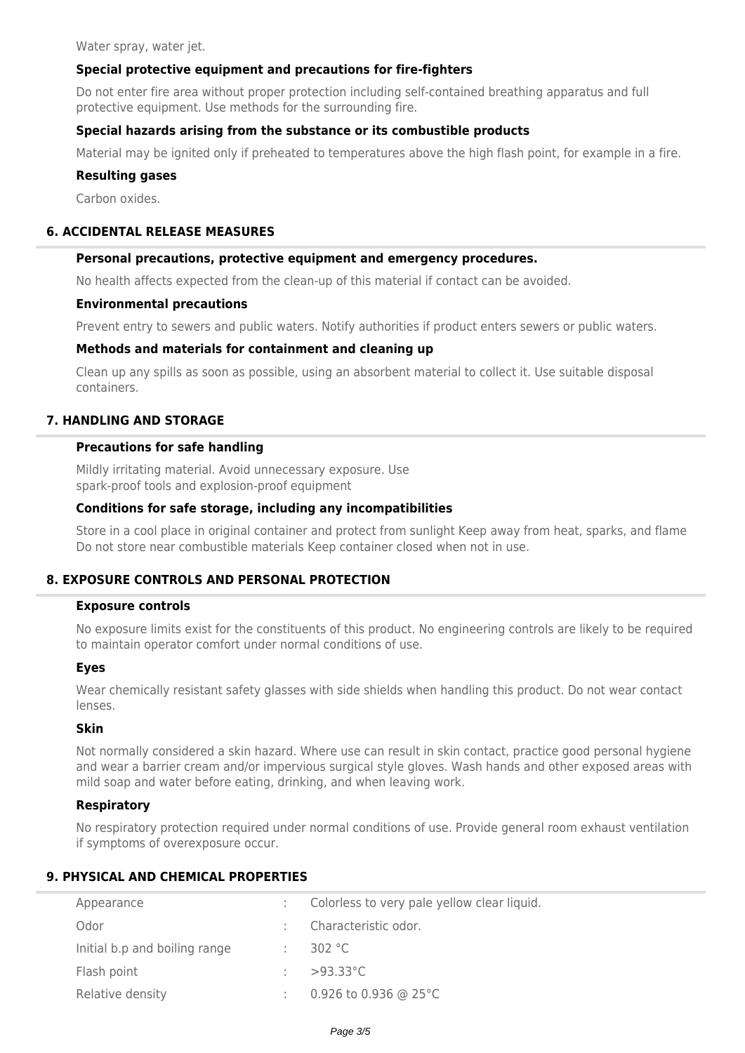Water spray, water jet.

### Special protective equipment and precautions for fire-fighters

Do not enter fire area without proper protection including self-contained breathing apparatus and full protective equipment. Use methods for the surrounding fire.

### Special hazards arising from the substance or its combustible products

Material may be ignited only if preheated to temperatures above the high flash point, for example in a fire.

### Resulting gases

Carbon oxides.

## 6. ACCIDENTAL RELEASE MEASURES

### Personal precautions, protective equipment and emergency procedures.

No health affects expected from the clean-up of this material if contact can be avoided.

### Environmental precautions

Prevent entry to sewers and public waters. Notify authorities if product enters sewers or public waters.

### Methods and materials for containment and cleaning up

Clean up any spills as soon as possible, using an absorbent material to collect it. Use suitable disposal containers.

## 7. HANDLING AND STORAGE

### Precautions for safe handling

Mildly irritating material. Avoid unnecessary exposure. Use spark-proof tools and explosion-proof equipment

### Conditions for safe storage, including any incompatibilities

Store in a cool place in original container and protect from sunlight Keep away from heat, sparks, and flame Do not store near combustible materials Keep container closed when not in use.

## 8. EXPOSURE CONTROLS AND PERSONAL PROTECTION

### Exposure controls

No exposure limits exist for the constituents of this product. No engineering controls are likely to be required to maintain operator comfort under normal conditions of use.

### Eyes

Wear chemically resistant safety glasses with side shields when handling this product. Do not wear contact lenses.

### Skin

Not normally considered a skin hazard. Where use can result in skin contact, practice good personal hygiene and wear a barrier cream and/or impervious surgical style gloves. Wash hands and other exposed areas with mild soap and water before eating, drinking, and when leaving work.

### Respiratory

No respiratory protection required under normal conditions of use. Provide general room exhaust ventilation if symptoms of overexposure occur.

## 9. PHYSICAL AND CHEMICAL PROPERTIES

| | | |
|---|---|---|
| Appearance | : | Colorless to very pale yellow clear liquid. |
| Odor | : | Characteristic odor. |
| Initial b.p and boiling range | : | 302 °C |
| Flash point | : | >93.33°C |
| Relative density | : | 0.926 to 0.936 @ 25°C |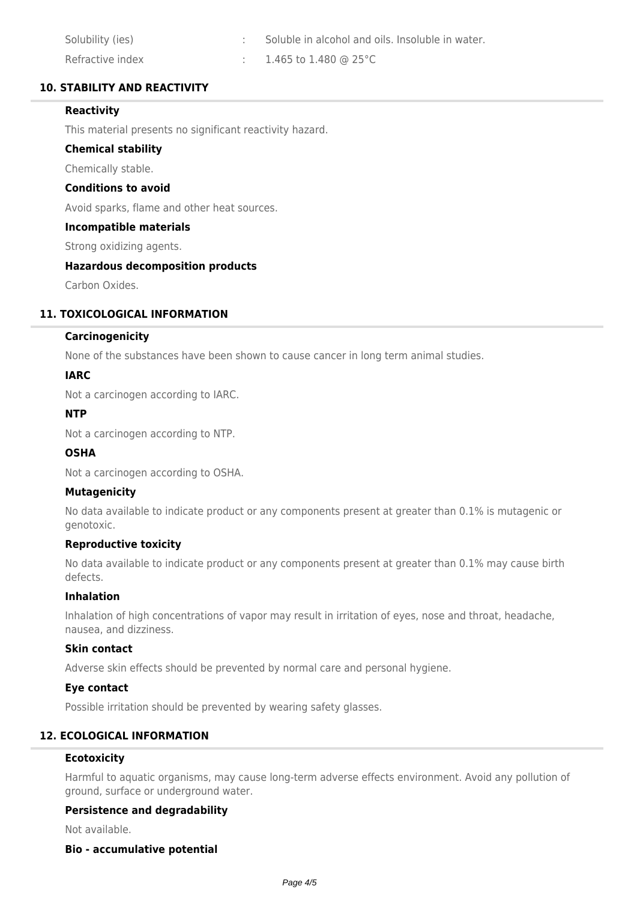| | | |
|---|---|---|
| Solubility (ies) | : | Soluble in alcohol and oils. Insoluble in water. |
| Refractive index | : | 1.465 to 1.480 @ 25°C |

## 10. STABILITY AND REACTIVITY

### Reactivity

This material presents no significant reactivity hazard.

### Chemical stability

Chemically stable.

### Conditions to avoid

Avoid sparks, flame and other heat sources.

### Incompatible materials

Strong oxidizing agents.

### Hazardous decomposition products

Carbon Oxides.

## 11. TOXICOLOGICAL INFORMATION

### Carcinogenicity

None of the substances have been shown to cause cancer in long term animal studies.

### IARC

Not a carcinogen according to IARC.

### NTP

Not a carcinogen according to NTP.

### OSHA

Not a carcinogen according to OSHA.

### Mutagenicity

No data available to indicate product or any components present at greater than 0.1% is mutagenic or genotoxic.

### Reproductive toxicity

No data available to indicate product or any components present at greater than 0.1% may cause birth defects.

### Inhalation

Inhalation of high concentrations of vapor may result in irritation of eyes, nose and throat, headache, nausea, and dizziness.

### Skin contact

Adverse skin effects should be prevented by normal care and personal hygiene.

### Eye contact

Possible irritation should be prevented by wearing safety glasses.

## 12. ECOLOGICAL INFORMATION

### Ecotoxicity

Harmful to aquatic organisms, may cause long-term adverse effects environment. Avoid any pollution of ground, surface or underground water.

### Persistence and degradability

Not available.

### Bio - accumulative potential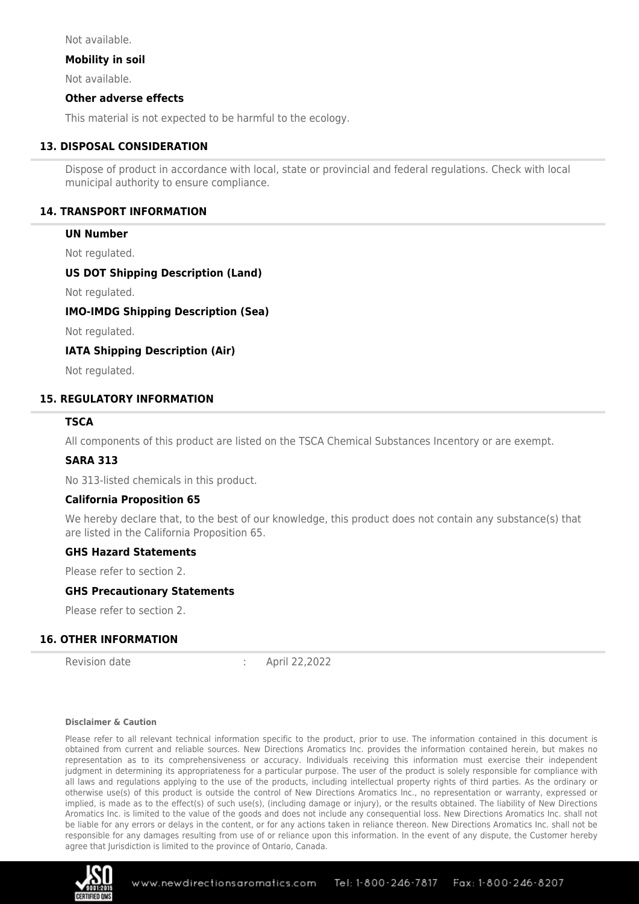Not available.

**Mobility in soil**

Not available.

**Other adverse effects**

This material is not expected to be harmful to the ecology.

## 13. DISPOSAL CONSIDERATION

Dispose of product in accordance with local, state or provincial and federal regulations. Check with local municipal authority to ensure compliance.

## 14. TRANSPORT INFORMATION

**UN Number**

Not regulated.

**US DOT Shipping Description (Land)**

Not regulated.

**IMO-IMDG Shipping Description (Sea)**

Not regulated.

**IATA Shipping Description (Air)**

Not regulated.

## 15. REGULATORY INFORMATION

**TSCA**

All components of this product are listed on the TSCA Chemical Substances Incentory or are exempt.

**SARA 313**

No 313-listed chemicals in this product.

**California Proposition 65**

We hereby declare that, to the best of our knowledge, this product does not contain any substance(s) that are listed in the California Proposition 65.

**GHS Hazard Statements**

Please refer to section 2.

**GHS Precautionary Statements**

Please refer to section 2.

## 16. OTHER INFORMATION

Revision date : April 22,2022

**Disclaimer & Caution**

Please refer to all relevant technical information specific to the product, prior to use. The information contained in this document is obtained from current and reliable sources. New Directions Aromatics Inc. provides the information contained herein, but makes no representation as to its comprehensiveness or accuracy. Individuals receiving this information must exercise their independent judgment in determining its appropriateness for a particular purpose. The user of the product is solely responsible for compliance with all laws and regulations applying to the use of the products, including intellectual property rights of third parties. As the ordinary or otherwise use(s) of this product is outside the control of New Directions Aromatics Inc., no representation or warranty, expressed or implied, is made as to the effect(s) of such use(s), (including damage or injury), or the results obtained. The liability of New Directions Aromatics Inc. is limited to the value of the goods and does not include any consequential loss. New Directions Aromatics Inc. shall not be liable for any errors or delays in the content, or for any actions taken in reliance thereon. New Directions Aromatics Inc. shall not be responsible for any damages resulting from use of or reliance upon this information. In the event of any dispute, the Customer hereby agree that Jurisdiction is limited to the province of Ontario, Canada.